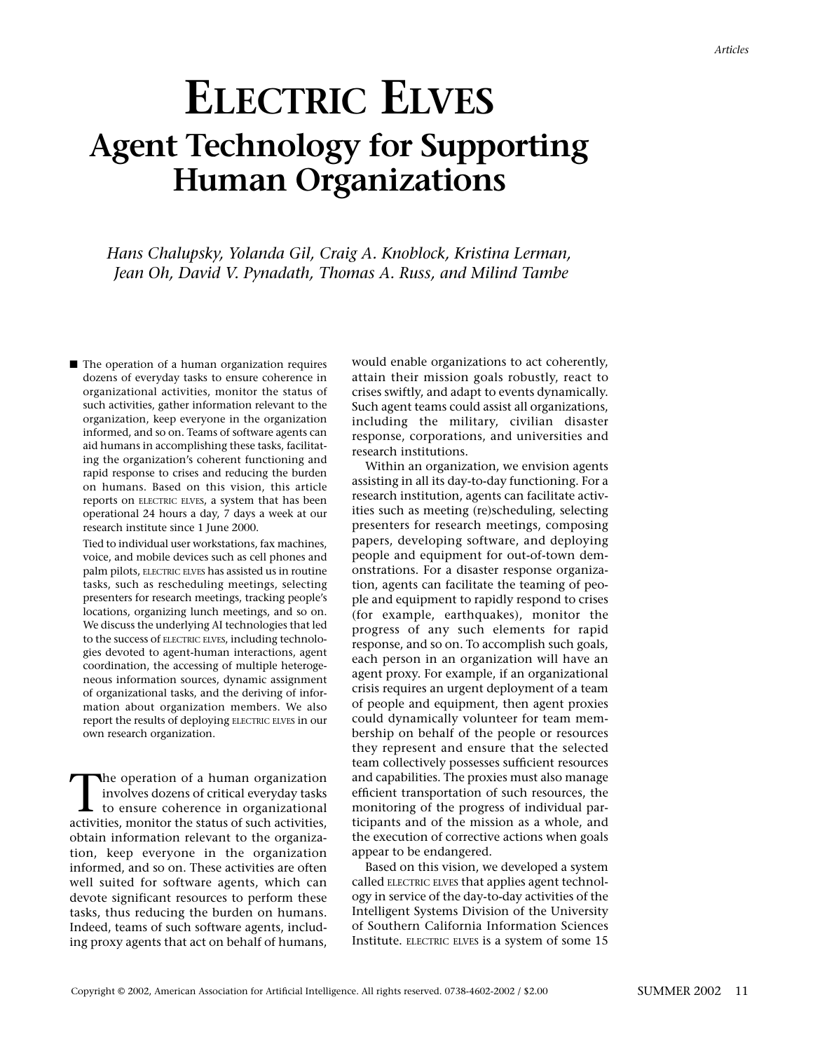# ELECTRIC ELVES

## Agent Technology for Supporting Human Organizations

*Hans Chalupsky, Yolanda Gil, Craig A. Knoblock, Kristina Lerman, Jean Oh, David V. Pynadath, Thomas A. Russ, and Milind Tambe*

■ The operation of a human organization requires dozens of everyday tasks to ensure coherence in organizational activities, monitor the status of such activities, gather information relevant to the organization, keep everyone in the organization informed, and so on. Teams of software agents can aid humans in accomplishing these tasks, facilitating the organization's coherent functioning and rapid response to crises and reducing the burden on humans. Based on this vision, this article reports on ELECTRIC ELVES, a system that has been operational 24 hours a day, 7 days a week at our research institute since 1 June 2000.

Tied to individual user workstations, fax machines, voice, and mobile devices such as cell phones and palm pilots, ELECTRIC ELVES has assisted us in routine tasks, such as rescheduling meetings, selecting presenters for research meetings, tracking people's locations, organizing lunch meetings, and so on. We discuss the underlying AI technologies that led to the success of ELECTRIC ELVES, including technologies devoted to agent-human interactions, agent coordination, the accessing of multiple heterogeneous information sources, dynamic assignment of organizational tasks, and the deriving of information about organization members. We also report the results of deploying ELECTRIC ELVES in our own research organization.

The operation of a human organization involves dozens of critical everyday tasks to ensure coherence in organizational activities, monitor the status of such activities, obtain information relevant to the organization, keep everyone in the organization informed, and so on. These activities are often well suited for software agents, which can devote significant resources to perform these tasks, thus reducing the burden on humans. Indeed, teams of such software agents, including proxy agents that act on behalf of humans, would enable organizations to act coherently, attain their mission goals robustly, react to crises swiftly, and adapt to events dynamically. Such agent teams could assist all organizations, including the military, civilian disaster response, corporations, and universities and research institutions.

Within an organization, we envision agents assisting in all its day-to-day functioning. For a research institution, agents can facilitate activities such as meeting (re)scheduling, selecting presenters for research meetings, composing papers, developing software, and deploying people and equipment for out-of-town demonstrations. For a disaster response organization, agents can facilitate the teaming of people and equipment to rapidly respond to crises (for example, earthquakes), monitor the progress of any such elements for rapid response, and so on. To accomplish such goals, each person in an organization will have an agent proxy. For example, if an organizational crisis requires an urgent deployment of a team of people and equipment, then agent proxies could dynamically volunteer for team membership on behalf of the people or resources they represent and ensure that the selected team collectively possesses sufficient resources and capabilities. The proxies must also manage efficient transportation of such resources, the monitoring of the progress of individual participants and of the mission as a whole, and the execution of corrective actions when goals appear to be endangered.

Based on this vision, we developed a system called ELECTRIC ELVES that applies agent technology in service of the day-to-day activities of the Intelligent Systems Division of the University of Southern California Information Sciences Institute. ELECTRIC ELVES is a system of some 15

Copyright © 2002, American Association for Artificial Intelligence. All rights reserved. 0738-4602-2002 / $2.00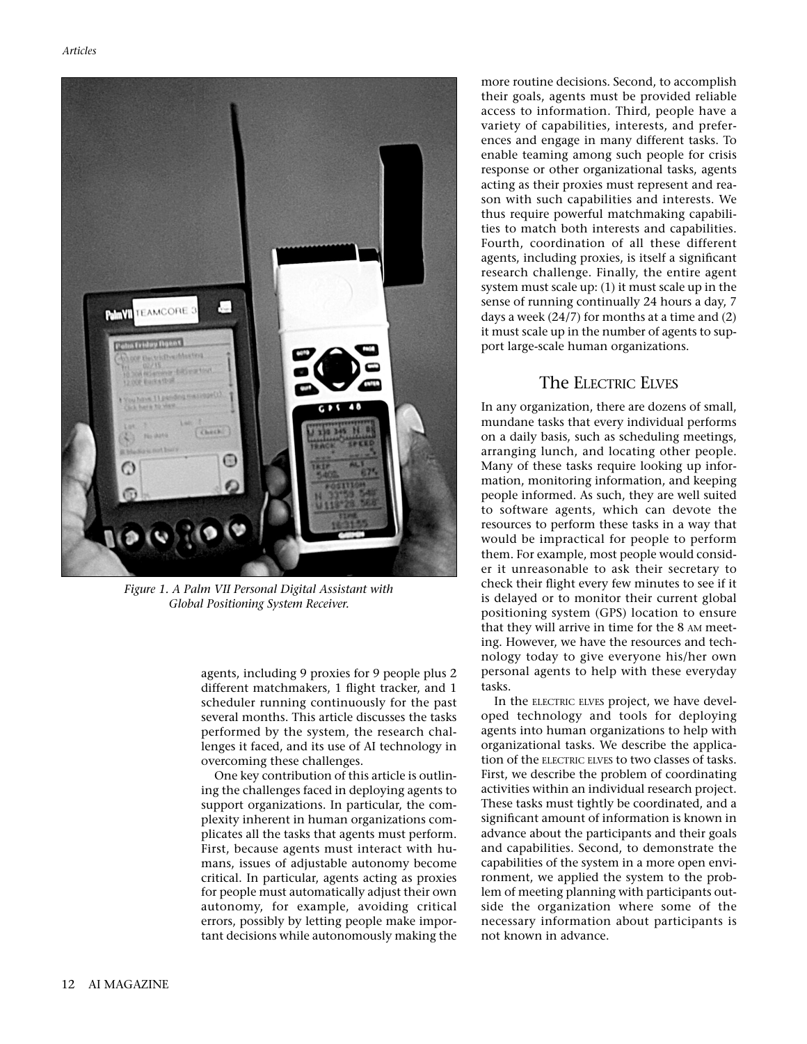*Figure 1. A Palm VII Personal Digital Assistant with Global Positioning System Receiver.*

agents, including 9 proxies for 9 people plus 2 different matchmakers, 1 flight tracker, and 1 scheduler running continuously for the past several months. This article discusses the tasks performed by the system, the research challenges it faced, and its use of AI technology in overcoming these challenges.

One key contribution of this article is outlining the challenges faced in deploying agents to support organizations. In particular, the complexity inherent in human organizations complicates all the tasks that agents must perform. First, because agents must interact with humans, issues of adjustable autonomy become critical. In particular, agents acting as proxies for people must automatically adjust their own autonomy, for example, avoiding critical errors, possibly by letting people make important decisions while autonomously making the more routine decisions. Second, to accomplish their goals, agents must be provided reliable access to information. Third, people have a variety of capabilities, interests, and preferences and engage in many different tasks. To enable teaming among such people for crisis response or other organizational tasks, agents acting as their proxies must represent and reason with such capabilities and interests. We thus require powerful matchmaking capabilities to match both interests and capabilities. Fourth, coordination of all these different agents, including proxies, is itself a significant research challenge. Finally, the entire agent system must scale up: (1) it must scale up in the sense of running continually 24 hours a day, 7 days a week (24/7) for months at a time and (2) it must scale up in the number of agents to support large-scale human organizations.

## The ELECTRIC ELVES

In any organization, there are dozens of small, mundane tasks that every individual performs on a daily basis, such as scheduling meetings, arranging lunch, and locating other people. Many of these tasks require looking up information, monitoring information, and keeping people informed. As such, they are well suited to software agents, which can devote the resources to perform these tasks in a way that would be impractical for people to perform them. For example, most people would consider it unreasonable to ask their secretary to check their flight every few minutes to see if it is delayed or to monitor their current global positioning system (GPS) location to ensure that they will arrive in time for the 8 AM meeting. However, we have the resources and technology today to give everyone his/her own personal agents to help with these everyday tasks.

In the ELECTRIC ELVES project, we have developed technology and tools for deploying agents into human organizations to help with organizational tasks. We describe the application of the ELECTRIC ELVES to two classes of tasks. First, we describe the problem of coordinating activities within an individual research project. These tasks must tightly be coordinated, and a significant amount of information is known in advance about the participants and their goals and capabilities. Second, to demonstrate the capabilities of the system in a more open environment, we applied the system to the problem of meeting planning with participants outside the organization where some of the necessary information about participants is not known in advance.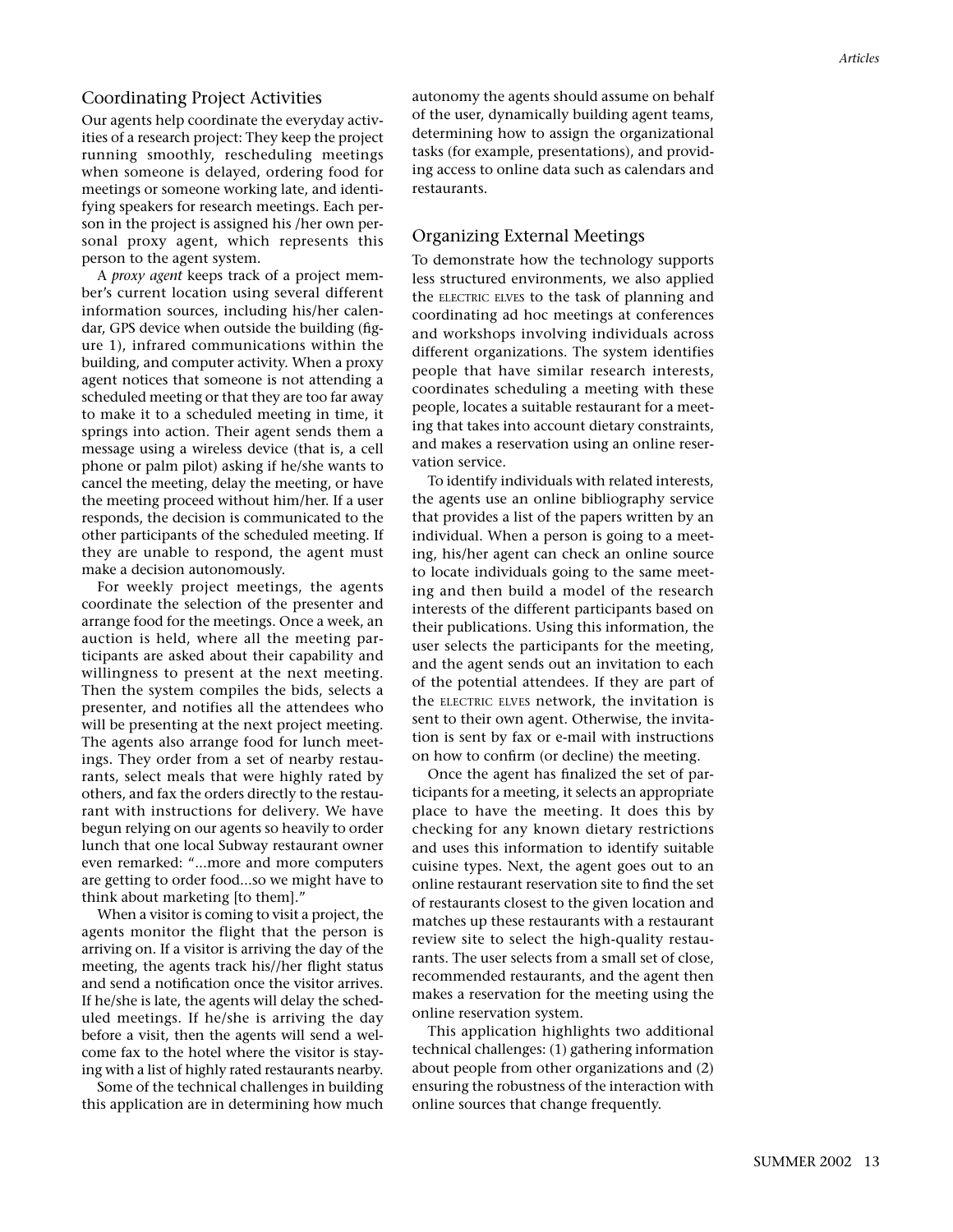## Coordinating Project Activities

Our agents help coordinate the everyday activities of a research project: They keep the project running smoothly, rescheduling meetings when someone is delayed, ordering food for meetings or someone working late, and identifying speakers for research meetings. Each person in the project is assigned his /her own personal proxy agent, which represents this person to the agent system.

A *proxy agent* keeps track of a project member's current location using several different information sources, including his/her calendar, GPS device when outside the building (figure 1), infrared communications within the building, and computer activity. When a proxy agent notices that someone is not attending a scheduled meeting or that they are too far away to make it to a scheduled meeting in time, it springs into action. Their agent sends them a message using a wireless device (that is, a cell phone or palm pilot) asking if he/she wants to cancel the meeting, delay the meeting, or have the meeting proceed without him/her. If a user responds, the decision is communicated to the other participants of the scheduled meeting. If they are unable to respond, the agent must make a decision autonomously.

For weekly project meetings, the agents coordinate the selection of the presenter and arrange food for the meetings. Once a week, an auction is held, where all the meeting participants are asked about their capability and willingness to present at the next meeting. Then the system compiles the bids, selects a presenter, and notifies all the attendees who will be presenting at the next project meeting. The agents also arrange food for lunch meetings. They order from a set of nearby restaurants, select meals that were highly rated by others, and fax the orders directly to the restaurant with instructions for delivery. We have begun relying on our agents so heavily to order lunch that one local Subway restaurant owner even remarked: "...more and more computers are getting to order food...so we might have to think about marketing [to them]."

When a visitor is coming to visit a project, the agents monitor the flight that the person is arriving on. If a visitor is arriving the day of the meeting, the agents track his//her flight status and send a notification once the visitor arrives. If he/she is late, the agents will delay the scheduled meetings. If he/she is arriving the day before a visit, then the agents will send a welcome fax to the hotel where the visitor is staying with a list of highly rated restaurants nearby.

Some of the technical challenges in building this application are in determining how much autonomy the agents should assume on behalf of the user, dynamically building agent teams, determining how to assign the organizational tasks (for example, presentations), and providing access to online data such as calendars and restaurants.

## Organizing External Meetings

To demonstrate how the technology supports less structured environments, we also applied the ELECTRIC ELVES to the task of planning and coordinating ad hoc meetings at conferences and workshops involving individuals across different organizations. The system identifies people that have similar research interests, coordinates scheduling a meeting with these people, locates a suitable restaurant for a meeting that takes into account dietary constraints, and makes a reservation using an online reservation service.

To identify individuals with related interests, the agents use an online bibliography service that provides a list of the papers written by an individual. When a person is going to a meeting, his/her agent can check an online source to locate individuals going to the same meeting and then build a model of the research interests of the different participants based on their publications. Using this information, the user selects the participants for the meeting, and the agent sends out an invitation to each of the potential attendees. If they are part of the ELECTRIC ELVES network, the invitation is sent to their own agent. Otherwise, the invitation is sent by fax or e-mail with instructions on how to confirm (or decline) the meeting.

Once the agent has finalized the set of participants for a meeting, it selects an appropriate place to have the meeting. It does this by checking for any known dietary restrictions and uses this information to identify suitable cuisine types. Next, the agent goes out to an online restaurant reservation site to find the set of restaurants closest to the given location and matches up these restaurants with a restaurant review site to select the high-quality restaurants. The user selects from a small set of close, recommended restaurants, and the agent then makes a reservation for the meeting using the online reservation system.

This application highlights two additional technical challenges: (1) gathering information about people from other organizations and (2) ensuring the robustness of the interaction with online sources that change frequently.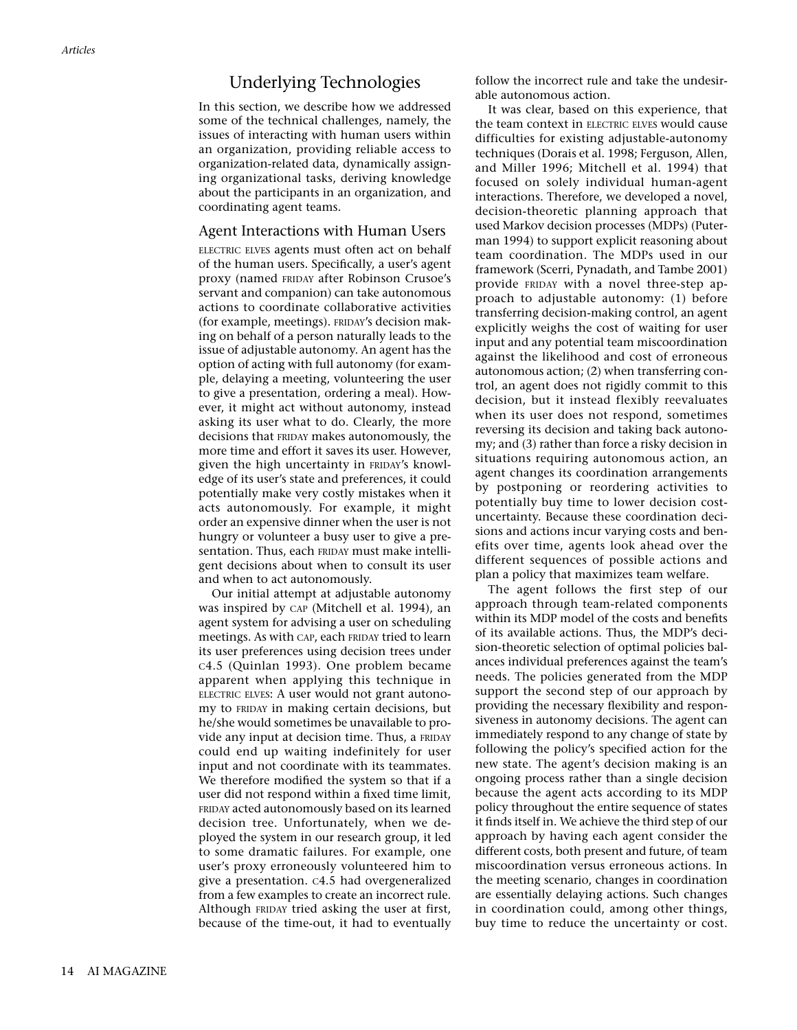## Underlying Technologies

In this section, we describe how we addressed some of the technical challenges, namely, the issues of interacting with human users within an organization, providing reliable access to organization-related data, dynamically assigning organizational tasks, deriving knowledge about the participants in an organization, and coordinating agent teams.

### Agent Interactions with Human Users

ELECTRIC ELVES agents must often act on behalf of the human users. Specifically, a user's agent proxy (named FRIDAY after Robinson Crusoe's servant and companion) can take autonomous actions to coordinate collaborative activities (for example, meetings). FRIDAY's decision making on behalf of a person naturally leads to the issue of adjustable autonomy. An agent has the option of acting with full autonomy (for example, delaying a meeting, volunteering the user to give a presentation, ordering a meal). However, it might act without autonomy, instead asking its user what to do. Clearly, the more decisions that FRIDAY makes autonomously, the more time and effort it saves its user. However, given the high uncertainty in FRIDAY's knowledge of its user's state and preferences, it could potentially make very costly mistakes when it acts autonomously. For example, it might order an expensive dinner when the user is not hungry or volunteer a busy user to give a presentation. Thus, each FRIDAY must make intelligent decisions about when to consult its user and when to act autonomously.

Our initial attempt at adjustable autonomy was inspired by CAP (Mitchell et al. 1994), an agent system for advising a user on scheduling meetings. As with CAP, each FRIDAY tried to learn its user preferences using decision trees under C4.5 (Quinlan 1993). One problem became apparent when applying this technique in ELECTRIC ELVES: A user would not grant autonomy to FRIDAY in making certain decisions, but he/she would sometimes be unavailable to provide any input at decision time. Thus, a FRIDAY could end up waiting indefinitely for user input and not coordinate with its teammates. We therefore modified the system so that if a user did not respond within a fixed time limit, FRIDAY acted autonomously based on its learned decision tree. Unfortunately, when we deployed the system in our research group, it led to some dramatic failures. For example, one user's proxy erroneously volunteered him to give a presentation. C4.5 had overgeneralized from a few examples to create an incorrect rule. Although FRIDAY tried asking the user at first, because of the time-out, it had to eventually follow the incorrect rule and take the undesirable autonomous action.

It was clear, based on this experience, that the team context in ELECTRIC ELVES would cause difficulties for existing adjustable-autonomy techniques (Dorais et al. 1998; Ferguson, Allen, and Miller 1996; Mitchell et al. 1994) that focused on solely individual human-agent interactions. Therefore, we developed a novel, decision-theoretic planning approach that used Markov decision processes (MDPs) (Puterman 1994) to support explicit reasoning about team coordination. The MDPs used in our framework (Scerri, Pynadath, and Tambe 2001) provide FRIDAY with a novel three-step approach to adjustable autonomy: (1) before transferring decision-making control, an agent explicitly weighs the cost of waiting for user input and any potential team miscoordination against the likelihood and cost of erroneous autonomous action; (2) when transferring control, an agent does not rigidly commit to this decision, but it instead flexibly reevaluates when its user does not respond, sometimes reversing its decision and taking back autonomy; and (3) rather than force a risky decision in situations requiring autonomous action, an agent changes its coordination arrangements by postponing or reordering activities to potentially buy time to lower decision cost-uncertainty. Because these coordination decisions and actions incur varying costs and benefits over time, agents look ahead over the different sequences of possible actions and plan a policy that maximizes team welfare.

The agent follows the first step of our approach through team-related components within its MDP model of the costs and benefits of its available actions. Thus, the MDP's decision-theoretic selection of optimal policies balances individual preferences against the team's needs. The policies generated from the MDP support the second step of our approach by providing the necessary flexibility and responsiveness in autonomy decisions. The agent can immediately respond to any change of state by following the policy's specified action for the new state. The agent's decision making is an ongoing process rather than a single decision because the agent acts according to its MDP policy throughout the entire sequence of states it finds itself in. We achieve the third step of our approach by having each agent consider the different costs, both present and future, of team miscoordination versus erroneous actions. In the meeting scenario, changes in coordination are essentially delaying actions. Such changes in coordination could, among other things, buy time to reduce the uncertainty or cost.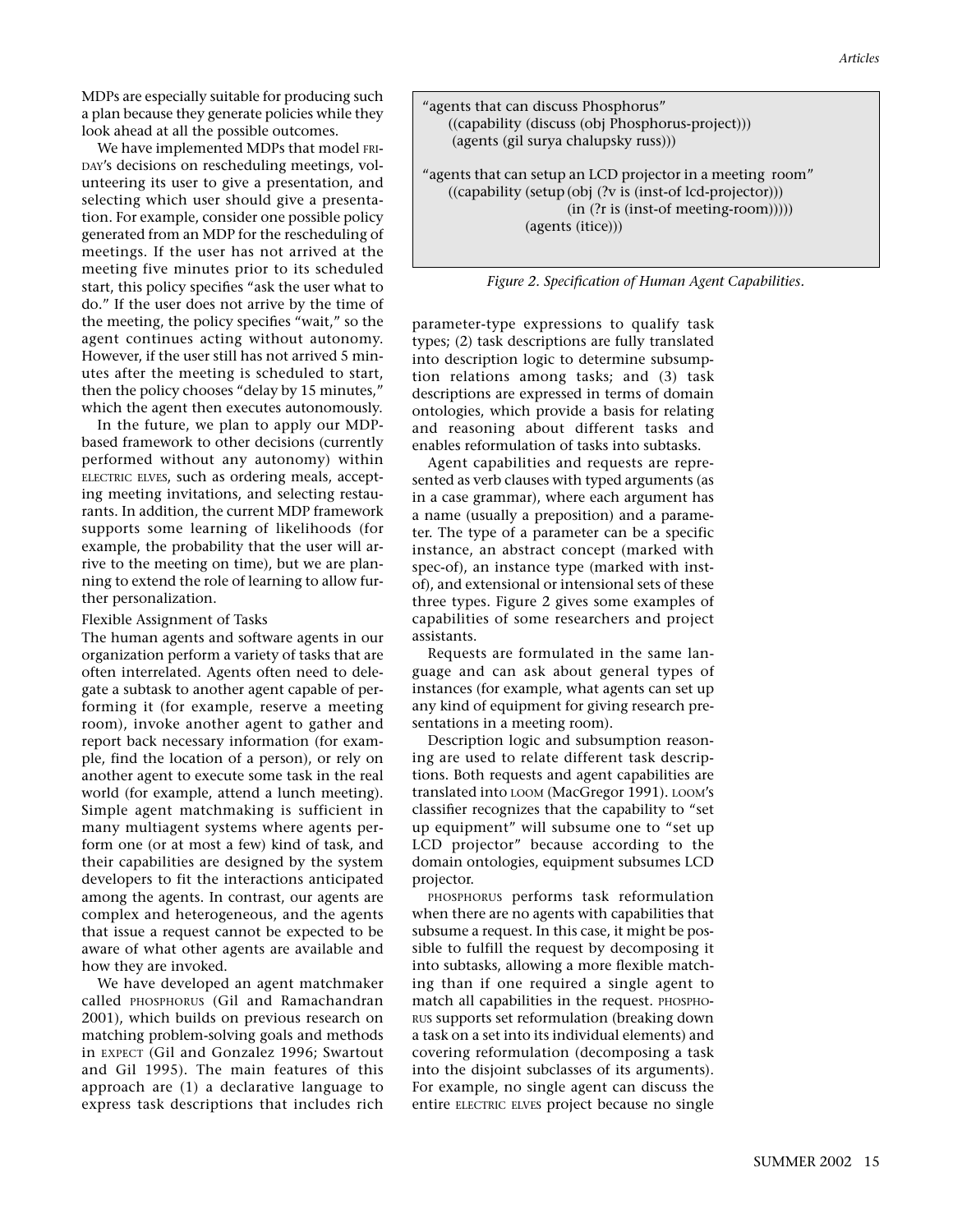MDPs are especially suitable for producing such a plan because they generate policies while they look ahead at all the possible outcomes.

We have implemented MDPs that model FRIDAY's decisions on rescheduling meetings, volunteering its user to give a presentation, and selecting which user should give a presentation. For example, consider one possible policy generated from an MDP for the rescheduling of meetings. If the user has not arrived at the meeting five minutes prior to its scheduled start, this policy specifies "ask the user what to do." If the user does not arrive by the time of the meeting, the policy specifies "wait," so the agent continues acting without autonomy. However, if the user still has not arrived 5 minutes after the meeting is scheduled to start, then the policy chooses "delay by 15 minutes," which the agent then executes autonomously.

In the future, we plan to apply our MDP-based framework to other decisions (currently performed without any autonomy) within ELECTRIC ELVES, such as ordering meals, accepting meeting invitations, and selecting restaurants. In addition, the current MDP framework supports some learning of likelihoods (for example, the probability that the user will arrive to the meeting on time), but we are planning to extend the role of learning to allow further personalization.

### Flexible Assignment of Tasks

The human agents and software agents in our organization perform a variety of tasks that are often interrelated. Agents often need to delegate a subtask to another agent capable of performing it (for example, reserve a meeting room), invoke another agent to gather and report back necessary information (for example, find the location of a person), or rely on another agent to execute some task in the real world (for example, attend a lunch meeting). Simple agent matchmaking is sufficient in many multiagent systems where agents perform one (or at most a few) kind of task, and their capabilities are designed by the system developers to fit the interactions anticipated among the agents. In contrast, our agents are complex and heterogeneous, and the agents that issue a request cannot be expected to be aware of what other agents are available and how they are invoked.

We have developed an agent matchmaker called PHOSPHORUS (Gil and Ramachandran 2001), which builds on previous research on matching problem-solving goals and methods in EXPECT (Gil and Gonzalez 1996; Swartout and Gil 1995). The main features of this approach are (1) a declarative language to express task descriptions that includes rich parameter-type expressions to qualify task types; (2) task descriptions are fully translated into description logic to determine subsumption relations among tasks; and (3) task descriptions are expressed in terms of domain ontologies, which provide a basis for relating and reasoning about different tasks and enables reformulation of tasks into subtasks.

```
"agents that can discuss Phosphorus"
    ((capability (discuss (obj Phosphorus-project)))
     (agents (gil surya chalupsky russ)))

"agents that can setup an LCD projector in a meeting room"
    ((capability (setup (obj (?v is (inst-of lcd-projector)))
                        (in (?r is (inst-of meeting-room)))))
                 (agents (itice)))
```

*Figure 2. Specification of Human Agent Capabilities.*

Agent capabilities and requests are represented as verb clauses with typed arguments (as in a case grammar), where each argument has a name (usually a preposition) and a parameter. The type of a parameter can be a specific instance, an abstract concept (marked with spec-of), an instance type (marked with inst-of), and extensional or intensional sets of these three types. Figure 2 gives some examples of capabilities of some researchers and project assistants.

Requests are formulated in the same language and can ask about general types of instances (for example, what agents can set up any kind of equipment for giving research presentations in a meeting room).

Description logic and subsumption reasoning are used to relate different task descriptions. Both requests and agent capabilities are translated into LOOM (MacGregor 1991). LOOM's classifier recognizes that the capability to "set up equipment" will subsume one to "set up LCD projector" because according to the domain ontologies, equipment subsumes LCD projector.

PHOSPHORUS performs task reformulation when there are no agents with capabilities that subsume a request. In this case, it might be possible to fulfill the request by decomposing it into subtasks, allowing a more flexible matching than if one required a single agent to match all capabilities in the request. PHOSPHORUS supports set reformulation (breaking down a task on a set into its individual elements) and covering reformulation (decomposing a task into the disjoint subclasses of its arguments). For example, no single agent can discuss the entire ELECTRIC ELVES project because no single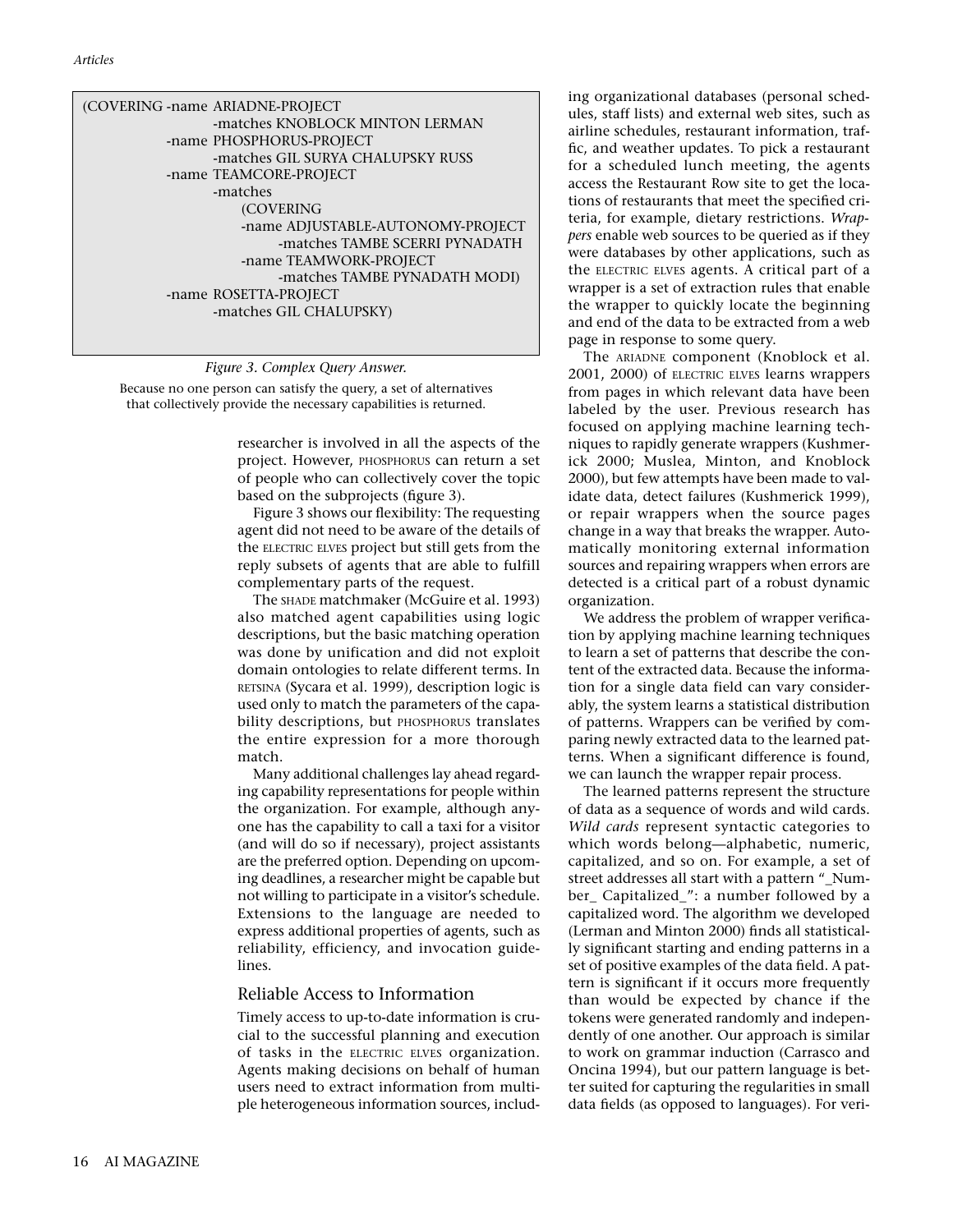```
(COVERING -name ARIADNE-PROJECT
                -matches KNOBLOCK MINTON LERMAN
          -name PHOSPHORUS-PROJECT
                -matches GIL SURYA CHALUPSKY RUSS
          -name TEAMCORE-PROJECT
                -matches
                    (COVERING
                    -name ADJUSTABLE-AUTONOMY-PROJECT
                          -matches TAMBE SCERRI PYNADATH
                    -name TEAMWORK-PROJECT
                          -matches TAMBE PYNADATH MODI)
          -name ROSETTA-PROJECT
                -matches GIL CHALUPSKY)
```

*Figure 3. Complex Query Answer.*

Because no one person can satisfy the query, a set of alternatives that collectively provide the necessary capabilities is returned.

researcher is involved in all the aspects of the project. However, PHOSPHORUS can return a set of people who can collectively cover the topic based on the subprojects (figure 3).

Figure 3 shows our flexibility: The requesting agent did not need to be aware of the details of the ELECTRIC ELVES project but still gets from the reply subsets of agents that are able to fulfill complementary parts of the request.

The SHADE matchmaker (McGuire et al. 1993) also matched agent capabilities using logic descriptions, but the basic matching operation was done by unification and did not exploit domain ontologies to relate different terms. In RETSINA (Sycara et al. 1999), description logic is used only to match the parameters of the capability descriptions, but PHOSPHORUS translates the entire expression for a more thorough match.

Many additional challenges lay ahead regarding capability representations for people within the organization. For example, although anyone has the capability to call a taxi for a visitor (and will do so if necessary), project assistants are the preferred option. Depending on upcoming deadlines, a researcher might be capable but not willing to participate in a visitor's schedule. Extensions to the language are needed to express additional properties of agents, such as reliability, efficiency, and invocation guidelines.

## Reliable Access to Information

Timely access to up-to-date information is crucial to the successful planning and execution of tasks in the ELECTRIC ELVES organization. Agents making decisions on behalf of human users need to extract information from multiple heterogeneous information sources, including organizational databases (personal schedules, staff lists) and external web sites, such as airline schedules, restaurant information, traffic, and weather updates. To pick a restaurant for a scheduled lunch meeting, the agents access the Restaurant Row site to get the locations of restaurants that meet the specified criteria, for example, dietary restrictions. *Wrappers* enable web sources to be queried as if they were databases by other applications, such as the ELECTRIC ELVES agents. A critical part of a wrapper is a set of extraction rules that enable the wrapper to quickly locate the beginning and end of the data to be extracted from a web page in response to some query.

The ARIADNE component (Knoblock et al. 2001, 2000) of ELECTRIC ELVES learns wrappers from pages in which relevant data have been labeled by the user. Previous research has focused on applying machine learning techniques to rapidly generate wrappers (Kushmerick 2000; Muslea, Minton, and Knoblock 2000), but few attempts have been made to validate data, detect failures (Kushmerick 1999), or repair wrappers when the source pages change in a way that breaks the wrapper. Automatically monitoring external information sources and repairing wrappers when errors are detected is a critical part of a robust dynamic organization.

We address the problem of wrapper verification by applying machine learning techniques to learn a set of patterns that describe the content of the extracted data. Because the information for a single data field can vary considerably, the system learns a statistical distribution of patterns. Wrappers can be verified by comparing newly extracted data to the learned patterns. When a significant difference is found, we can launch the wrapper repair process.

The learned patterns represent the structure of data as a sequence of words and wild cards. *Wild cards* represent syntactic categories to which words belong—alphabetic, numeric, capitalized, and so on. For example, a set of street addresses all start with a pattern "_Number_ Capitalized_": a number followed by a capitalized word. The algorithm we developed (Lerman and Minton 2000) finds all statistically significant starting and ending patterns in a set of positive examples of the data field. A pattern is significant if it occurs more frequently than would be expected by chance if the tokens were generated randomly and independently of one another. Our approach is similar to work on grammar induction (Carrasco and Oncina 1994), but our pattern language is better suited for capturing the regularities in small data fields (as opposed to languages). For veri-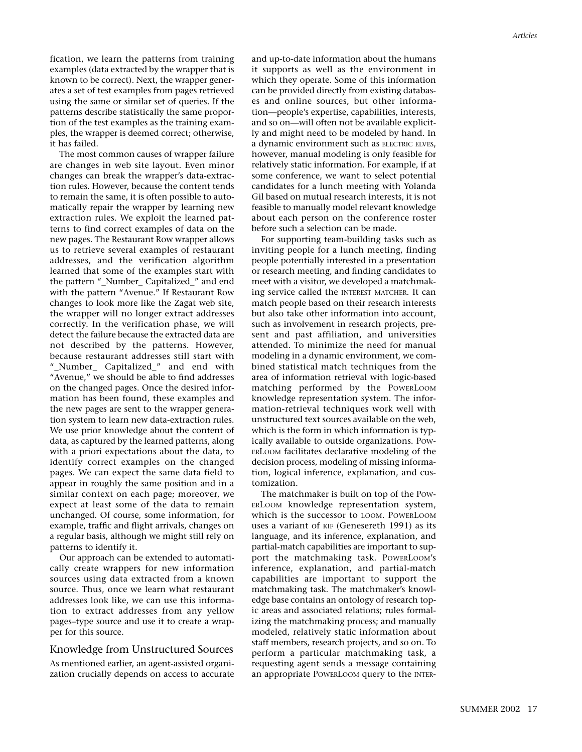fication, we learn the patterns from training examples (data extracted by the wrapper that is known to be correct). Next, the wrapper generates a set of test examples from pages retrieved using the same or similar set of queries. If the patterns describe statistically the same proportion of the test examples as the training examples, the wrapper is deemed correct; otherwise, it has failed.

The most common causes of wrapper failure are changes in web site layout. Even minor changes can break the wrapper's data-extraction rules. However, because the content tends to remain the same, it is often possible to automatically repair the wrapper by learning new extraction rules. We exploit the learned patterns to find correct examples of data on the new pages. The Restaurant Row wrapper allows us to retrieve several examples of restaurant addresses, and the verification algorithm learned that some of the examples start with the pattern "_Number_ Capitalized_" and end with the pattern "Avenue." If Restaurant Row changes to look more like the Zagat web site, the wrapper will no longer extract addresses correctly. In the verification phase, we will detect the failure because the extracted data are not described by the patterns. However, because restaurant addresses still start with "_Number_ Capitalized_" and end with "Avenue," we should be able to find addresses on the changed pages. Once the desired information has been found, these examples and the new pages are sent to the wrapper generation system to learn new data-extraction rules. We use prior knowledge about the content of data, as captured by the learned patterns, along with a priori expectations about the data, to identify correct examples on the changed pages. We can expect the same data field to appear in roughly the same position and in a similar context on each page; moreover, we expect at least some of the data to remain unchanged. Of course, some information, for example, traffic and flight arrivals, changes on a regular basis, although we might still rely on patterns to identify it.

Our approach can be extended to automatically create wrappers for new information sources using data extracted from a known source. Thus, once we learn what restaurant addresses look like, we can use this information to extract addresses from any yellow pages–type source and use it to create a wrapper for this source.

## Knowledge from Unstructured Sources

As mentioned earlier, an agent-assisted organization crucially depends on access to accurate and up-to-date information about the humans it supports as well as the environment in which they operate. Some of this information can be provided directly from existing databases and online sources, but other information—people's expertise, capabilities, interests, and so on—will often not be available explicitly and might need to be modeled by hand. In a dynamic environment such as ELECTRIC ELVES, however, manual modeling is only feasible for relatively static information. For example, if at some conference, we want to select potential candidates for a lunch meeting with Yolanda Gil based on mutual research interests, it is not feasible to manually model relevant knowledge about each person on the conference roster before such a selection can be made.

For supporting team-building tasks such as inviting people for a lunch meeting, finding people potentially interested in a presentation or research meeting, and finding candidates to meet with a visitor, we developed a matchmaking service called the INTEREST MATCHER. It can match people based on their research interests but also take other information into account, such as involvement in research projects, present and past affiliation, and universities attended. To minimize the need for manual modeling in a dynamic environment, we combined statistical match techniques from the area of information retrieval with logic-based matching performed by the POWERLOOM knowledge representation system. The information-retrieval techniques work well with unstructured text sources available on the web, which is the form in which information is typically available to outside organizations. POWERLOOM facilitates declarative modeling of the decision process, modeling of missing information, logical inference, explanation, and customization.

The matchmaker is built on top of the POWERLOOM knowledge representation system, which is the successor to LOOM. POWERLOOM uses a variant of KIF (Genesereth 1991) as its language, and its inference, explanation, and partial-match capabilities are important to support the matchmaking task. POWERLOOM's inference, explanation, and partial-match capabilities are important to support the matchmaking task. The matchmaker's knowledge base contains an ontology of research topic areas and associated relations; rules formalizing the matchmaking process; and manually modeled, relatively static information about staff members, research projects, and so on. To perform a particular matchmaking task, a requesting agent sends a message containing an appropriate POWERLOOM query to the INTER-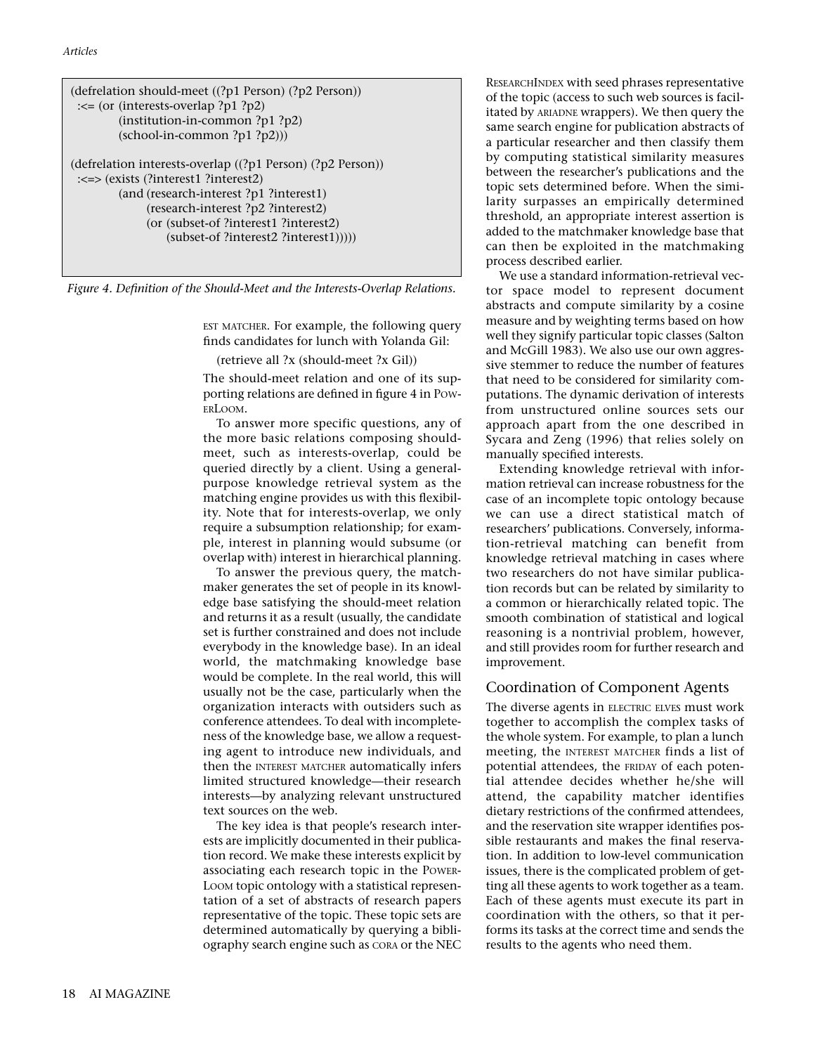```
(defrelation should-meet ((?p1 Person) (?p2 Person))
  :<= (or (interests-overlap ?p1 ?p2)
          (institution-in-common ?p1 ?p2)
          (school-in-common ?p1 ?p2)))

(defrelation interests-overlap ((?p1 Person) (?p2 Person))
  :<=> (exists (?interest1 ?interest2)
          (and (research-interest ?p1 ?interest1)
               (research-interest ?p2 ?interest2)
               (or (subset-of ?interest1 ?interest2)
                   (subset-of ?interest2 ?interest1)))))
```

*Figure 4. Definition of the Should-Meet and the Interests-Overlap Relations.*

EST MATCHER. For example, the following query finds candidates for lunch with Yolanda Gil:

(retrieve all ?x (should-meet ?x Gil))

The should-meet relation and one of its supporting relations are defined in figure 4 in POWERLOOM.

To answer more specific questions, any of the more basic relations composing should-meet, such as interests-overlap, could be queried directly by a client. Using a general-purpose knowledge retrieval system as the matching engine provides us with this flexibility. Note that for interests-overlap, we only require a subsumption relationship; for example, interest in planning would subsume (or overlap with) interest in hierarchical planning.

To answer the previous query, the matchmaker generates the set of people in its knowledge base satisfying the should-meet relation and returns it as a result (usually, the candidate set is further constrained and does not include everybody in the knowledge base). In an ideal world, the matchmaking knowledge base would be complete. In the real world, this will usually not be the case, particularly when the organization interacts with outsiders such as conference attendees. To deal with incompleteness of the knowledge base, we allow a requesting agent to introduce new individuals, and then the INTEREST MATCHER automatically infers limited structured knowledge—their research interests—by analyzing relevant unstructured text sources on the web.

The key idea is that people's research interests are implicitly documented in their publication record. We make these interests explicit by associating each research topic in the POWERLOOM topic ontology with a statistical representation of a set of abstracts of research papers representative of the topic. These topic sets are determined automatically by querying a bibliography search engine such as CORA or the NEC RESEARCHINDEX with seed phrases representative of the topic (access to such web sources is facilitated by ARIADNE wrappers). We then query the same search engine for publication abstracts of a particular researcher and then classify them by computing statistical similarity measures between the researcher's publications and the topic sets determined before. When the similarity surpasses an empirically determined threshold, an appropriate interest assertion is added to the matchmaker knowledge base that can then be exploited in the matchmaking process described earlier.

We use a standard information-retrieval vector space model to represent document abstracts and compute similarity by a cosine measure and by weighting terms based on how well they signify particular topic classes (Salton and McGill 1983). We also use our own aggressive stemmer to reduce the number of features that need to be considered for similarity computations. The dynamic derivation of interests from unstructured online sources sets our approach apart from the one described in Sycara and Zeng (1996) that relies solely on manually specified interests.

Extending knowledge retrieval with information retrieval can increase robustness for the case of an incomplete topic ontology because we can use a direct statistical match of researchers' publications. Conversely, information-retrieval matching can benefit from knowledge retrieval matching in cases where two researchers do not have similar publication records but can be related by similarity to a common or hierarchically related topic. The smooth combination of statistical and logical reasoning is a nontrivial problem, however, and still provides room for further research and improvement.

## Coordination of Component Agents

The diverse agents in ELECTRIC ELVES must work together to accomplish the complex tasks of the whole system. For example, to plan a lunch meeting, the INTEREST MATCHER finds a list of potential attendees, the FRIDAY of each potential attendee decides whether he/she will attend, the capability matcher identifies dietary restrictions of the confirmed attendees, and the reservation site wrapper identifies possible restaurants and makes the final reservation. In addition to low-level communication issues, there is the complicated problem of getting all these agents to work together as a team. Each of these agents must execute its part in coordination with the others, so that it performs its tasks at the correct time and sends the results to the agents who need them.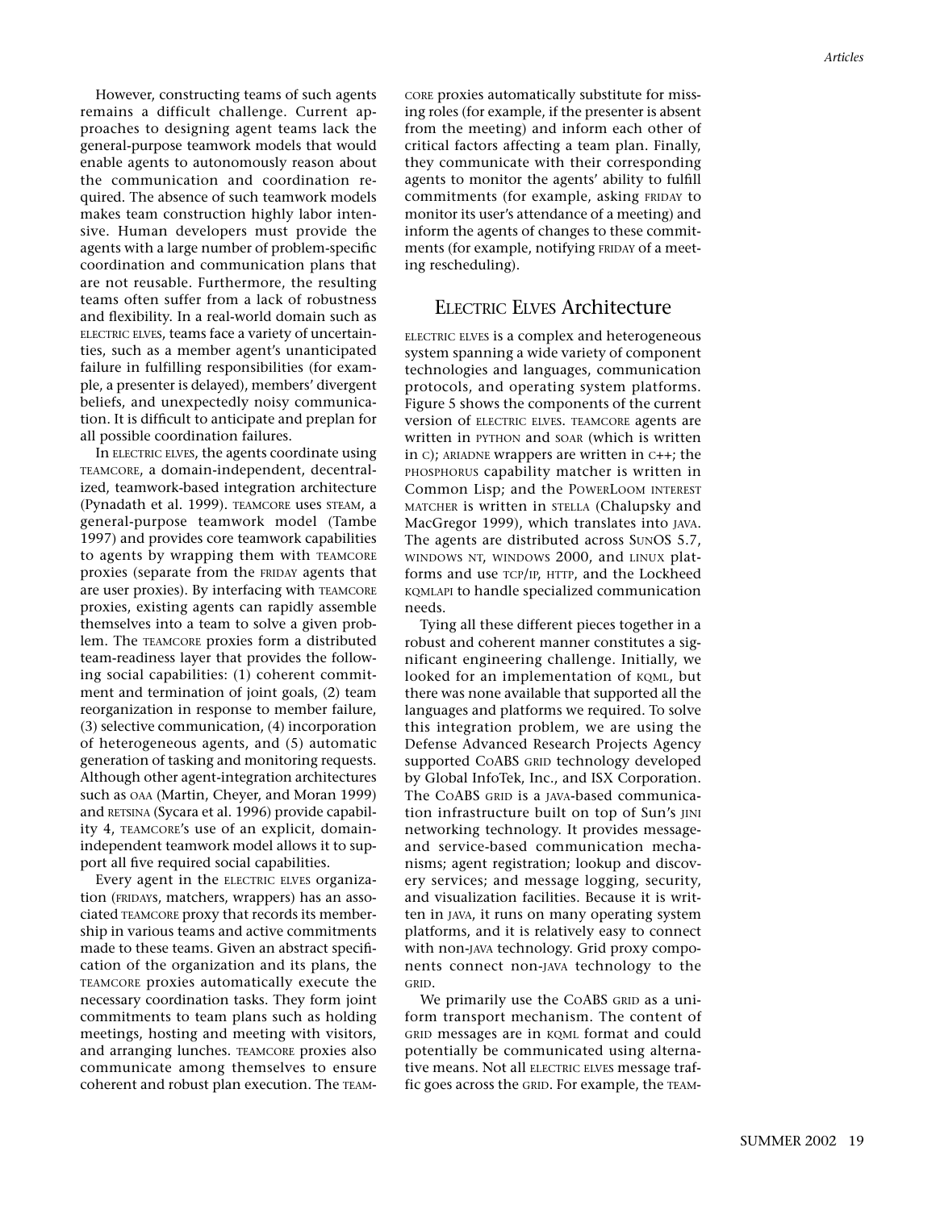However, constructing teams of such agents remains a difficult challenge. Current approaches to designing agent teams lack the general-purpose teamwork models that would enable agents to autonomously reason about the communication and coordination required. The absence of such teamwork models makes team construction highly labor intensive. Human developers must provide the agents with a large number of problem-specific coordination and communication plans that are not reusable. Furthermore, the resulting teams often suffer from a lack of robustness and flexibility. In a real-world domain such as ELECTRIC ELVES, teams face a variety of uncertainties, such as a member agent's unanticipated failure in fulfilling responsibilities (for example, a presenter is delayed), members' divergent beliefs, and unexpectedly noisy communication. It is difficult to anticipate and preplan for all possible coordination failures.

In ELECTRIC ELVES, the agents coordinate using TEAMCORE, a domain-independent, decentralized, teamwork-based integration architecture (Pynadath et al. 1999). TEAMCORE uses STEAM, a general-purpose teamwork model (Tambe 1997) and provides core teamwork capabilities to agents by wrapping them with TEAMCORE proxies (separate from the FRIDAY agents that are user proxies). By interfacing with TEAMCORE proxies, existing agents can rapidly assemble themselves into a team to solve a given problem. The TEAMCORE proxies form a distributed team-readiness layer that provides the following social capabilities: (1) coherent commitment and termination of joint goals, (2) team reorganization in response to member failure, (3) selective communication, (4) incorporation of heterogeneous agents, and (5) automatic generation of tasking and monitoring requests. Although other agent-integration architectures such as OAA (Martin, Cheyer, and Moran 1999) and RETSINA (Sycara et al. 1996) provide capability 4, TEAMCORE's use of an explicit, domain-independent teamwork model allows it to support all five required social capabilities.

Every agent in the ELECTRIC ELVES organization (FRIDAYS, matchers, wrappers) has an associated TEAMCORE proxy that records its membership in various teams and active commitments made to these teams. Given an abstract specification of the organization and its plans, the TEAMCORE proxies automatically execute the necessary coordination tasks. They form joint commitments to team plans such as holding meetings, hosting and meeting with visitors, and arranging lunches. TEAMCORE proxies also communicate among themselves to ensure coherent and robust plan execution. The TEAMCORE proxies automatically substitute for missing roles (for example, if the presenter is absent from the meeting) and inform each other of critical factors affecting a team plan. Finally, they communicate with their corresponding agents to monitor the agents' ability to fulfill commitments (for example, asking FRIDAY to monitor its user's attendance of a meeting) and inform the agents of changes to these commitments (for example, notifying FRIDAY of a meeting rescheduling).

## ELECTRIC ELVES Architecture

ELECTRIC ELVES is a complex and heterogeneous system spanning a wide variety of component technologies and languages, communication protocols, and operating system platforms. Figure 5 shows the components of the current version of ELECTRIC ELVES. TEAMCORE agents are written in PYTHON and SOAR (which is written in C); ARIADNE wrappers are written in C++; the PHOSPHORUS capability matcher is written in Common Lisp; and the POWERLOOM INTEREST MATCHER is written in STELLA (Chalupsky and MacGregor 1999), which translates into JAVA. The agents are distributed across SUNOS 5.7, WINDOWS NT, WINDOWS 2000, and LINUX platforms and use TCP/IP, HTTP, and the Lockheed KQMLAPI to handle specialized communication needs.

Tying all these different pieces together in a robust and coherent manner constitutes a significant engineering challenge. Initially, we looked for an implementation of KQML, but there was none available that supported all the languages and platforms we required. To solve this integration problem, we are using the Defense Advanced Research Projects Agency supported CoABS GRID technology developed by Global InfoTek, Inc., and ISX Corporation. The CoABS GRID is a JAVA-based communication infrastructure built on top of Sun's JINI networking technology. It provides message- and service-based communication mechanisms; agent registration; lookup and discovery services; and message logging, security, and visualization facilities. Because it is written in JAVA, it runs on many operating system platforms, and it is relatively easy to connect with non-JAVA technology. Grid proxy components connect non-JAVA technology to the GRID.

We primarily use the CoABS GRID as a uniform transport mechanism. The content of GRID messages are in KQML format and could potentially be communicated using alternative means. Not all ELECTRIC ELVES message traffic goes across the GRID. For example, the TEAM-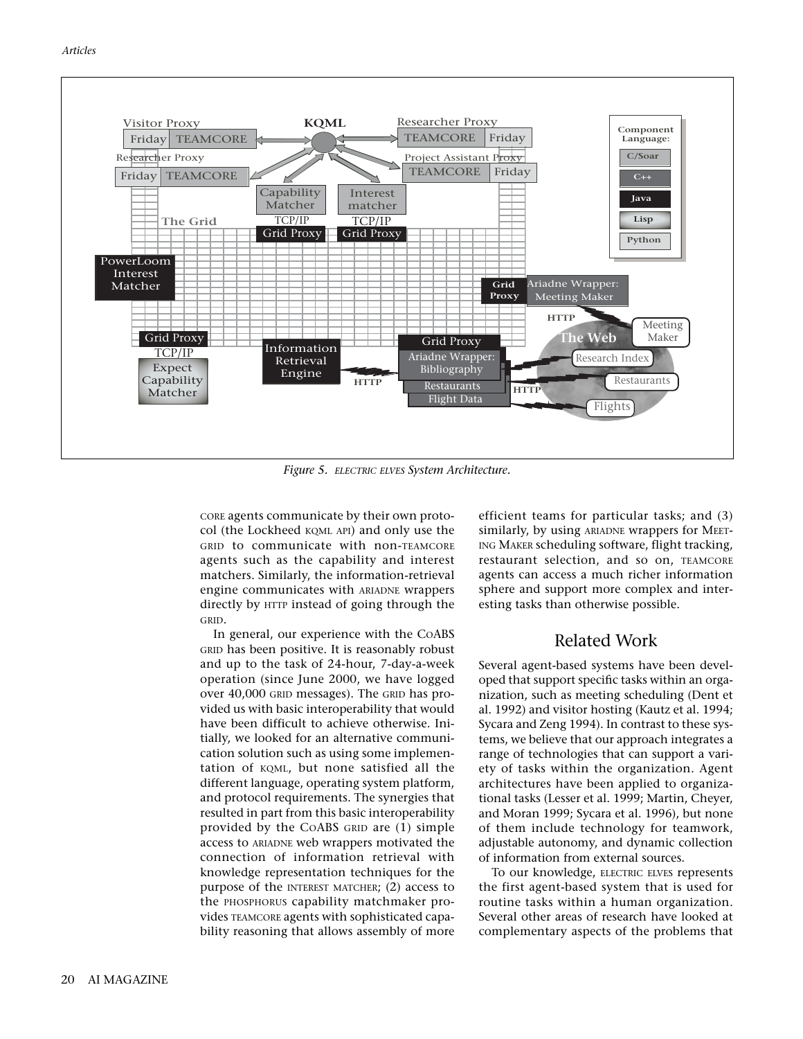*Figure 5. ELECTRIC ELVES System Architecture.*

CORE agents communicate by their own protocol (the Lockheed KQML API) and only use the GRID to communicate with non-TEAMCORE agents such as the capability and interest matchers. Similarly, the information-retrieval engine communicates with ARIADNE wrappers directly by HTTP instead of going through the GRID.

In general, our experience with the CoABS GRID has been positive. It is reasonably robust and up to the task of 24-hour, 7-day-a-week operation (since June 2000, we have logged over 40,000 GRID messages). The GRID has provided us with basic interoperability that would have been difficult to achieve otherwise. Initially, we looked for an alternative communication solution such as using some implementation of KQML, but none satisfied all the different language, operating system platform, and protocol requirements. The synergies that resulted in part from this basic interoperability provided by the CoABS GRID are (1) simple access to ARIADNE web wrappers motivated the connection of information retrieval with knowledge representation techniques for the purpose of the INTEREST MATCHER; (2) access to the PHOSPHORUS capability matchmaker provides TEAMCORE agents with sophisticated capability reasoning that allows assembly of more efficient teams for particular tasks; and (3) similarly, by using ARIADNE wrappers for MEETING MAKER scheduling software, flight tracking, restaurant selection, and so on, TEAMCORE agents can access a much richer information sphere and support more complex and interesting tasks than otherwise possible.

## Related Work

Several agent-based systems have been developed that support specific tasks within an organization, such as meeting scheduling (Dent et al. 1992) and visitor hosting (Kautz et al. 1994; Sycara and Zeng 1994). In contrast to these systems, we believe that our approach integrates a range of technologies that can support a variety of tasks within the organization. Agent architectures have been applied to organizational tasks (Lesser et al. 1999; Martin, Cheyer, and Moran 1999; Sycara et al. 1996), but none of them include technology for teamwork, adjustable autonomy, and dynamic collection of information from external sources.

To our knowledge, ELECTRIC ELVES represents the first agent-based system that is used for routine tasks within a human organization. Several other areas of research have looked at complementary aspects of the problems that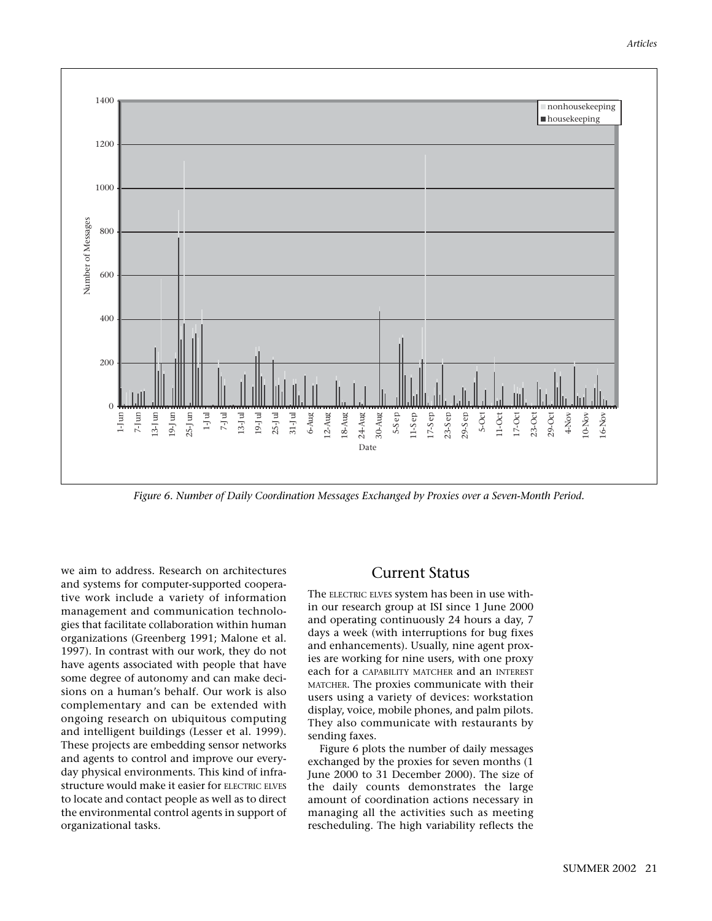Figure 6. Number of Daily Coordination Messages Exchanged by Proxies over a Seven-Month Period.

we aim to address. Research on architectures and systems for computer-supported cooperative work include a variety of information management and communication technologies that facilitate collaboration within human organizations (Greenberg 1991; Malone et al. 1997). In contrast with our work, they do not have agents associated with people that have some degree of autonomy and can make decisions on a human's behalf. Our work is also complementary and can be extended with ongoing research on ubiquitous computing and intelligent buildings (Lesser et al. 1999). These projects are embedding sensor networks and agents to control and improve our everyday physical environments. This kind of infrastructure would make it easier for ELECTRIC ELVES to locate and contact people as well as to direct the environmental control agents in support of organizational tasks.

## Current Status

The ELECTRIC ELVES system has been in use within our research group at ISI since 1 June 2000 and operating continuously 24 hours a day, 7 days a week (with interruptions for bug fixes and enhancements). Usually, nine agent proxies are working for nine users, with one proxy each for a CAPABILITY MATCHER and an INTEREST MATCHER. The proxies communicate with their users using a variety of devices: workstation display, voice, mobile phones, and palm pilots. They also communicate with restaurants by sending faxes.

Figure 6 plots the number of daily messages exchanged by the proxies for seven months (1 June 2000 to 31 December 2000). The size of the daily counts demonstrates the large amount of coordination actions necessary in managing all the activities such as meeting rescheduling. The high variability reflects the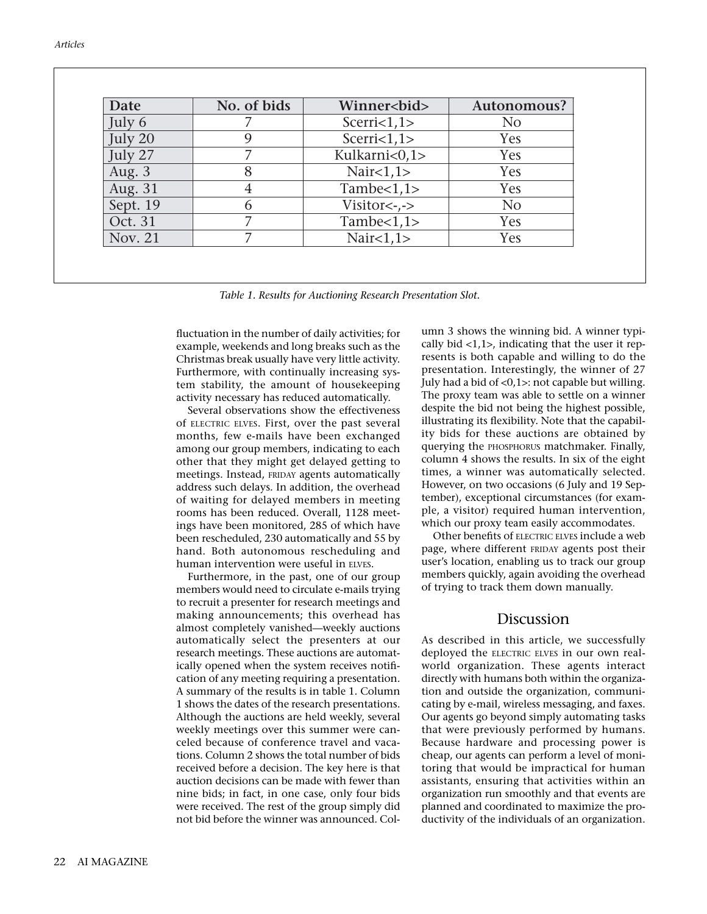| Date | No. of bids | Winner<bid> | Autonomous? |
|---|---|---|---|
| July 6 | 7 | Scerri<1,1> | No |
| July 20 | 9 | Scerri<1,1> | Yes |
| July 27 | 7 | Kulkarni<0,1> | Yes |
| Aug. 3 | 8 | Nair<1,1> | Yes |
| Aug. 31 | 4 | Tambe<1,1> | Yes |
| Sept. 19 | 6 | Visitor<-,-> | No |
| Oct. 31 | 7 | Tambe<1,1> | Yes |
| Nov. 21 | 7 | Nair<1,1> | Yes |

*Table 1. Results for Auctioning Research Presentation Slot.*

fluctuation in the number of daily activities; for example, weekends and long breaks such as the Christmas break usually have very little activity. Furthermore, with continually increasing system stability, the amount of housekeeping activity necessary has reduced automatically.

Several observations show the effectiveness of ELECTRIC ELVES. First, over the past several months, few e-mails have been exchanged among our group members, indicating to each other that they might get delayed getting to meetings. Instead, FRIDAY agents automatically address such delays. In addition, the overhead of waiting for delayed members in meeting rooms has been reduced. Overall, 1128 meetings have been monitored, 285 of which have been rescheduled, 230 automatically and 55 by hand. Both autonomous rescheduling and human intervention were useful in ELVES.

Furthermore, in the past, one of our group members would need to circulate e-mails trying to recruit a presenter for research meetings and making announcements; this overhead has almost completely vanished—weekly auctions automatically select the presenters at our research meetings. These auctions are automatically opened when the system receives notification of any meeting requiring a presentation. A summary of the results is in table 1. Column 1 shows the dates of the research presentations. Although the auctions are held weekly, several weekly meetings over this summer were canceled because of conference travel and vacations. Column 2 shows the total number of bids received before a decision. The key here is that auction decisions can be made with fewer than nine bids; in fact, in one case, only four bids were received. The rest of the group simply did not bid before the winner was announced. Column 3 shows the winning bid. A winner typically bid <1,1>, indicating that the user it represents is both capable and willing to do the presentation. Interestingly, the winner of 27 July had a bid of <0,1>: not capable but willing. The proxy team was able to settle on a winner despite the bid not being the highest possible, illustrating its flexibility. Note that the capability bids for these auctions are obtained by querying the PHOSPHORUS matchmaker. Finally, column 4 shows the results. In six of the eight times, a winner was automatically selected. However, on two occasions (6 July and 19 September), exceptional circumstances (for example, a visitor) required human intervention, which our proxy team easily accommodates.

Other benefits of ELECTRIC ELVES include a web page, where different FRIDAY agents post their user's location, enabling us to track our group members quickly, again avoiding the overhead of trying to track them down manually.

## Discussion

As described in this article, we successfully deployed the ELECTRIC ELVES in our own real-world organization. These agents interact directly with humans both within the organization and outside the organization, communicating by e-mail, wireless messaging, and faxes. Our agents go beyond simply automating tasks that were previously performed by humans. Because hardware and processing power is cheap, our agents can perform a level of monitoring that would be impractical for human assistants, ensuring that activities within an organization run smoothly and that events are planned and coordinated to maximize the productivity of the individuals of an organization.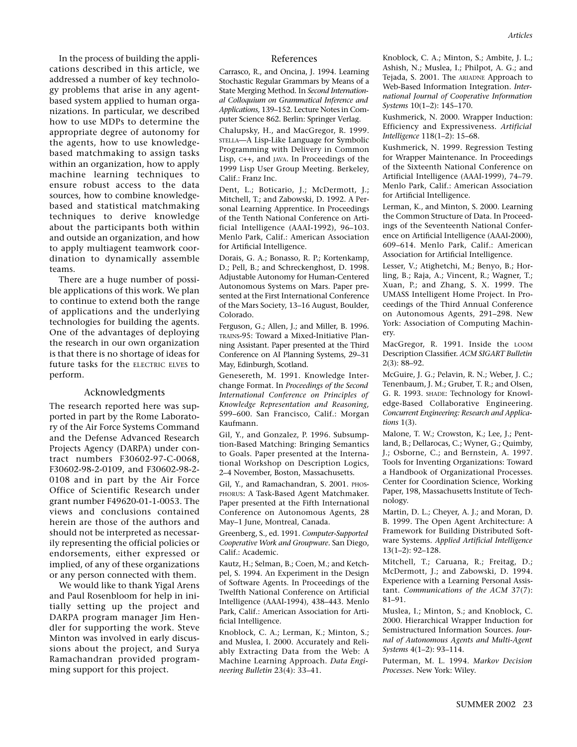In the process of building the applications described in this article, we addressed a number of key technology problems that arise in any agent-based system applied to human organizations. In particular, we described how to use MDPs to determine the appropriate degree of autonomy for the agents, how to use knowledge-based matchmaking to assign tasks within an organization, how to apply machine learning techniques to ensure robust access to the data sources, how to combine knowledge-based and statistical matchmaking techniques to derive knowledge about the participants both within and outside an organization, and how to apply multiagent teamwork coordination to dynamically assemble teams.

There are a huge number of possible applications of this work. We plan to continue to extend both the range of applications and the underlying technologies for building the agents. One of the advantages of deploying the research in our own organization is that there is no shortage of ideas for future tasks for the ELECTRIC ELVES to perform.

## Acknowledgments

The research reported here was supported in part by the Rome Laboratory of the Air Force Systems Command and the Defense Advanced Research Projects Agency (DARPA) under contract numbers F30602-97-C-0068, F30602-98-2-0109, and F30602-98-2-0108 and in part by the Air Force Office of Scientific Research under grant number F49620-01-1-0053. The views and conclusions contained herein are those of the authors and should not be interpreted as necessarily representing the official policies or endorsements, either expressed or implied, of any of these organizations or any person connected with them.

We would like to thank Yigal Arens and Paul Rosenbloom for help in initially setting up the project and DARPA program manager Jim Hendler for supporting the work. Steve Minton was involved in early discussions about the project, and Surya Ramachandran provided programming support for this project.

## References

Carrasco, R., and Oncina, J. 1994. Learning Stochastic Regular Grammars by Means of a State Merging Method. In *Second International Colloquium on Grammatical Inference and Applications,* 139–152. Lecture Notes in Computer Science 862. Berlin: Springer Verlag.

Chalupsky, H., and MacGregor, R. 1999. STELLA—A Lisp-Like Language for Symbolic Programming with Delivery in Common Lisp, C++, and JAVA. In Proceedings of the 1999 Lisp User Group Meeting. Berkeley, Calif.: Franz Inc.

Dent, L.; Boticario, J.; McDermott, J.; Mitchell, T.; and Zabowski, D. 1992. A Personal Learning Apprentice. In Proceedings of the Tenth National Conference on Artificial Intelligence (AAAI-1992), 96–103. Menlo Park, Calif.: American Association for Artificial Intelligence.

Dorais, G. A.; Bonasso, R. P.; Kortenkamp, D.; Pell, B.; and Schreckenghost, D. 1998. Adjustable Autonomy for Human-Centered Autonomous Systems on Mars. Paper presented at the First International Conference of the Mars Society, 13–16 August, Boulder, Colorado.

Ferguson, G.; Allen, J.; and Miller, B. 1996. TRAINS-95: Toward a Mixed-Initiative Planning Assistant. Paper presented at the Third Conference on AI Planning Systems, 29–31 May, Edinburgh, Scotland.

Genesereth, M. 1991. Knowledge Interchange Format. In *Proceedings of the Second International Conference on Principles of Knowledge Representation and Reasoning,* 599–600. San Francisco, Calif.: Morgan Kaufmann.

Gil, Y., and Gonzalez, P. 1996. Subsumption-Based Matching: Bringing Semantics to Goals. Paper presented at the International Workshop on Description Logics, 2–4 November, Boston, Massachusetts.

Gil, Y., and Ramachandran, S. 2001. PHOSPHORUS: A Task-Based Agent Matchmaker. Paper presented at the Fifth International Conference on Autonomous Agents, 28 May–1 June, Montreal, Canada.

Greenberg, S., ed. 1991. *Computer-Supported Cooperative Work and Groupware*. San Diego, Calif.: Academic.

Kautz, H.; Selman, B.; Coen, M.; and Ketchpel, S. 1994. An Experiment in the Design of Software Agents. In Proceedings of the Twelfth National Conference on Artificial Intelligence (AAAI-1994), 438–443. Menlo Park, Calif.: American Association for Artificial Intelligence.

Knoblock, C. A.; Lerman, K.; Minton, S.; and Muslea, I. 2000. Accurately and Reliably Extracting Data from the Web: A Machine Learning Approach. *Data Engineering Bulletin* 23(4): 33–41.

Knoblock, C. A.; Minton, S.; Ambite, J. L.; Ashish, N.; Muslea, I.; Philpot, A. G.; and Tejada, S. 2001. The ARIADNE Approach to Web-Based Information Integration. *International Journal of Cooperative Information Systems* 10(1–2): 145–170.

Kushmerick, N. 2000. Wrapper Induction: Efficiency and Expressiveness. *Artificial Intelligence* 118(1–2): 15–68.

Kushmerick, N. 1999. Regression Testing for Wrapper Maintenance. In Proceedings of the Sixteenth National Conference on Artificial Intelligence (AAAI-1999), 74–79. Menlo Park, Calif.: American Association for Artificial Intelligence.

Lerman, K., and Minton, S. 2000. Learning the Common Structure of Data. In Proceedings of the Seventeenth National Conference on Artificial Intelligence (AAAI-2000), 609–614. Menlo Park, Calif.: American Association for Artificial Intelligence.

Lesser, V.; Atighetchi, M.; Benyo, B.; Horling, B.; Raja, A.; Vincent, R.; Wagner, T.; Xuan, P.; and Zhang, S. X. 1999. The UMASS Intelligent Home Project. In Proceedings of the Third Annual Conference on Autonomous Agents, 291–298. New York: Association of Computing Machinery.

MacGregor, R. 1991. Inside the LOOM Description Classifier. *ACM SIGART Bulletin* 2(3): 88–92.

McGuire, J. G.; Pelavin, R. N.; Weber, J. C.; Tenenbaum, J. M.; Gruber, T. R.; and Olsen, G. R. 1993. SHADE: Technology for Knowledge-Based Collaborative Engineering. *Concurrent Engineering: Research and Applications* 1(3).

Malone, T. W.; Crowston, K.; Lee, J.; Pentland, B.; Dellarocas, C.; Wyner, G.; Quimby, J.; Osborne, C.; and Bernstein, A. 1997. Tools for Inventing Organizations: Toward a Handbook of Organizational Processes. Center for Coordination Science, Working Paper, 198, Massachusetts Institute of Technology.

Martin, D. L.; Cheyer, A. J.; and Moran, D. B. 1999. The Open Agent Architecture: A Framework for Building Distributed Software Systems. *Applied Artificial Intelligence* 13(1–2): 92–128.

Mitchell, T.; Caruana, R.; Freitag, D.; McDermott, J.; and Zabowski, D. 1994. Experience with a Learning Personal Assistant. *Communications of the ACM* 37(7): 81–91.

Muslea, I.; Minton, S.; and Knoblock, C. 2000. Hierarchical Wrapper Induction for Semistructured Information Sources. *Journal of Autonomous Agents and Multi-Agent Systems* 4(1–2): 93–114.

Puterman, M. L. 1994. *Markov Decision Processes*. New York: Wiley.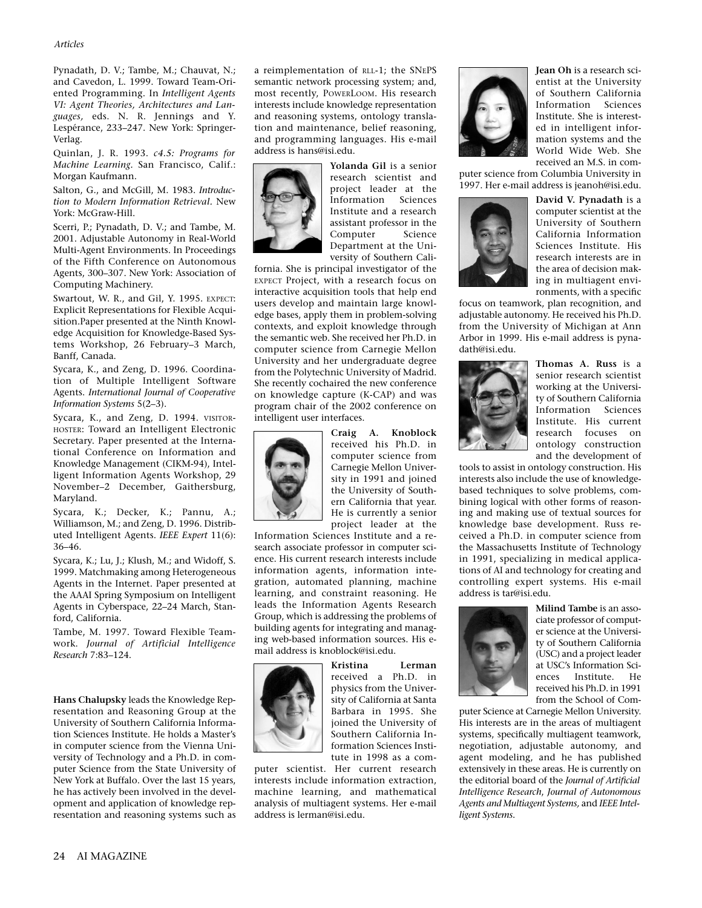Pynadath, D. V.; Tambe, M.; Chauvat, N.; and Cavedon, L. 1999. Toward Team-Oriented Programming. In *Intelligent Agents VI: Agent Theories, Architectures and Languages,* eds. N. R. Jennings and Y. Lespérance, 233–247. New York: Springer-Verlag.

Quinlan, J. R. 1993. *c4.5: Programs for Machine Learning.* San Francisco, Calif.: Morgan Kaufmann.

Salton, G., and McGill, M. 1983. *Introduction to Modern Information Retrieval.* New York: McGraw-Hill.

Scerri, P.; Pynadath, D. V.; and Tambe, M. 2001. Adjustable Autonomy in Real-World Multi-Agent Environments. In Proceedings of the Fifth Conference on Autonomous Agents, 300–307. New York: Association of Computing Machinery.

Swartout, W. R., and Gil, Y. 1995. EXPECT: Explicit Representations for Flexible Acquisition.Paper presented at the Ninth Knowledge Acquisition for Knowledge-Based Systems Workshop, 26 February–3 March, Banff, Canada.

Sycara, K., and Zeng, D. 1996. Coordination of Multiple Intelligent Software Agents. *International Journal of Cooperative Information Systems* 5(2–3).

Sycara, K., and Zeng, D. 1994. VISITOR-HOSTER: Toward an Intelligent Electronic Secretary. Paper presented at the International Conference on Information and Knowledge Management (CIKM-94), Intelligent Information Agents Workshop, 29 November–2 December, Gaithersburg, Maryland.

Sycara, K.; Decker, K.; Pannu, A.; Williamson, M.; and Zeng, D. 1996. Distributed Intelligent Agents. *IEEE Expert* 11(6): 36–46.

Sycara, K.; Lu, J.; Klush, M.; and Widoff, S. 1999. Matchmaking among Heterogeneous Agents in the Internet. Paper presented at the AAAI Spring Symposium on Intelligent Agents in Cyberspace, 22–24 March, Stanford, California.

Tambe, M. 1997. Toward Flexible Teamwork. *Journal of Artificial Intelligence Research* 7:83–124.

**Hans Chalupsky** leads the Knowledge Representation and Reasoning Group at the University of Southern California Information Sciences Institute. He holds a Master's in computer science from the Vienna University of Technology and a Ph.D. in computer Science from the State University of New York at Buffalo. Over the last 15 years, he has actively been involved in the development and application of knowledge representation and reasoning systems such as a reimplementation of RLL-1; the SNePS semantic network processing system; and, most recently, POWERLOOM. His research interests include knowledge representation and reasoning systems, ontology translation and maintenance, belief reasoning, and programming languages. His e-mail address is hans@isi.edu.

**Yolanda Gil** is a senior research scientist and project leader at the Information Sciences Institute and a research assistant professor in the Computer Science Department at the University of Southern California. She is principal investigator of the EXPECT Project, with a research focus on interactive acquisition tools that help end users develop and maintain large knowledge bases, apply them in problem-solving contexts, and exploit knowledge through the semantic web. She received her Ph.D. in computer science from Carnegie Mellon University and her undergraduate degree from the Polytechnic University of Madrid. She recently cochaired the new conference on knowledge capture (K-CAP) and was program chair of the 2002 conference on intelligent user interfaces.

**Craig A. Knoblock** received his Ph.D. in computer science from Carnegie Mellon University in 1991 and joined the University of Southern California that year. He is currently a senior project leader at the Information Sciences Institute and a research associate professor in computer science. His current research interests include information agents, information integration, automated planning, machine learning, and constraint reasoning. He leads the Information Agents Research Group, which is addressing the problems of building agents for integrating and managing web-based information sources. His e-mail address is knoblock@isi.edu.

**Kristina Lerman** received a Ph.D. in physics from the University of California at Santa Barbara in 1995. She joined the University of Southern California Information Sciences Institute in 1998 as a computer scientist. Her current research interests include information extraction, machine learning, and mathematical analysis of multiagent systems. Her e-mail address is lerman@isi.edu.

**Jean Oh** is a research scientist at the University of Southern California Information Sciences Institute. She is interested in intelligent information systems and the World Wide Web. She received an M.S. in computer science from Columbia University in 1997. Her e-mail address is jeanoh@isi.edu.

**David V. Pynadath** is a computer scientist at the University of Southern California Information Sciences Institute. His research interests are in the area of decision making in multiagent environments, with a specific focus on teamwork, plan recognition, and adjustable autonomy. He received his Ph.D. from the University of Michigan at Ann Arbor in 1999. His e-mail address is pynadath@isi.edu.

**Thomas A. Russ** is a senior research scientist working at the University of Southern California Information Sciences Institute. His current research focuses on ontology construction and the development of tools to assist in ontology construction. His interests also include the use of knowledge-based techniques to solve problems, combining logical with other forms of reasoning and making use of textual sources for knowledge base development. Russ received a Ph.D. in computer science from the Massachusetts Institute of Technology in 1991, specializing in medical applications of AI and technology for creating and controlling expert systems. His e-mail address is tar@isi.edu.

**Milind Tambe** is an associate professor of computer science at the University of Southern California (USC) and a project leader at USC's Information Sciences Institute. He received his Ph.D. in 1991 from the School of Computer Science at Carnegie Mellon University. His interests are in the areas of multiagent systems, specifically multiagent teamwork, negotiation, adjustable autonomy, and agent modeling, and he has published extensively in these areas. He is currently on the editorial board of the *Journal of Artificial Intelligence Research*, *Journal of Autonomous Agents and Multiagent Systems,* and *IEEE Intelligent Systems.*